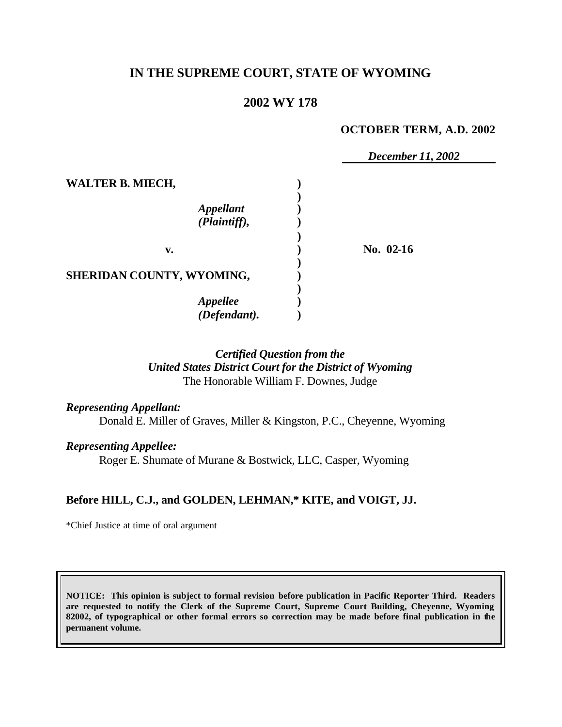# IN THE SUPREME COURT, STATE OF WYOMING

## 2002 WY 178

**OCTOBER TERM, A.D. 2002**

*December 11, 2002*

| | | |
|---|---|---|
| **WALTER B. MIECH,** | ) | |
| *Appellant (Plaintiff),* | ) | |
| **v.** | ) | **No. 02-16** |
| **SHERIDAN COUNTY, WYOMING,** | ) | |
| *Appellee (Defendant).* | ) | |

*Certified Question from the*
*United States District Court for the District of Wyoming*
The Honorable William F. Downes, Judge

***Representing Appellant:***
Donald E. Miller of Graves, Miller & Kingston, P.C., Cheyenne, Wyoming

***Representing Appellee:***
Roger E. Shumate of Murane & Bostwick, LLC, Casper, Wyoming

**Before HILL, C.J., and GOLDEN, LEHMAN,\* KITE, and VOIGT, JJ.**

\*Chief Justice at time of oral argument

**NOTICE: This opinion is subject to formal revision before publication in Pacific Reporter Third. Readers are requested to notify the Clerk of the Supreme Court, Supreme Court Building, Cheyenne, Wyoming 82002, of typographical or other formal errors so correction may be made before final publication in the permanent volume.**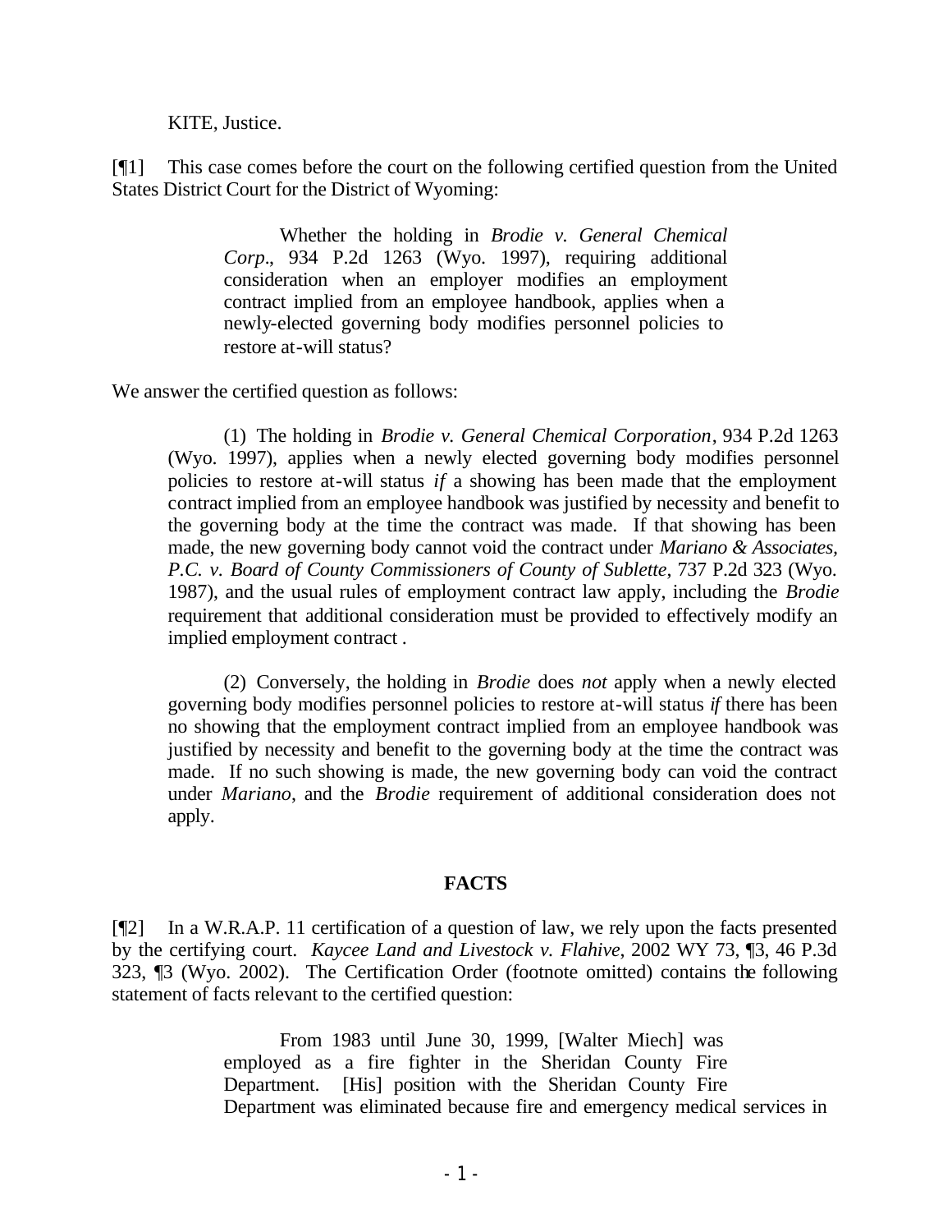KITE, Justice.

[¶1] This case comes before the court on the following certified question from the United States District Court for the District of Wyoming:

> Whether the holding in *Brodie v. General Chemical Corp.*, 934 P.2d 1263 (Wyo. 1997), requiring additional consideration when an employer modifies an employment contract implied from an employee handbook, applies when a newly-elected governing body modifies personnel policies to restore at-will status?

We answer the certified question as follows:

> (1) The holding in *Brodie v. General Chemical Corporation*, 934 P.2d 1263 (Wyo. 1997), applies when a newly elected governing body modifies personnel policies to restore at-will status *if* a showing has been made that the employment contract implied from an employee handbook was justified by necessity and benefit to the governing body at the time the contract was made. If that showing has been made, the new governing body cannot void the contract under *Mariano & Associates, P.C. v. Board of County Commissioners of County of Sublette*, 737 P.2d 323 (Wyo. 1987), and the usual rules of employment contract law apply, including the *Brodie* requirement that additional consideration must be provided to effectively modify an implied employment contract .
>
> (2) Conversely, the holding in *Brodie* does *not* apply when a newly elected governing body modifies personnel policies to restore at-will status *if* there has been no showing that the employment contract implied from an employee handbook was justified by necessity and benefit to the governing body at the time the contract was made. If no such showing is made, the new governing body can void the contract under *Mariano*, and the *Brodie* requirement of additional consideration does not apply.

**FACTS**

[¶2] In a W.R.A.P. 11 certification of a question of law, we rely upon the facts presented by the certifying court. *Kaycee Land and Livestock v. Flahive*, 2002 WY 73, ¶3, 46 P.3d 323, ¶3 (Wyo. 2002). The Certification Order (footnote omitted) contains the following statement of facts relevant to the certified question:

> From 1983 until June 30, 1999, [Walter Miech] was employed as a fire fighter in the Sheridan County Fire Department. [His] position with the Sheridan County Fire Department was eliminated because fire and emergency medical services in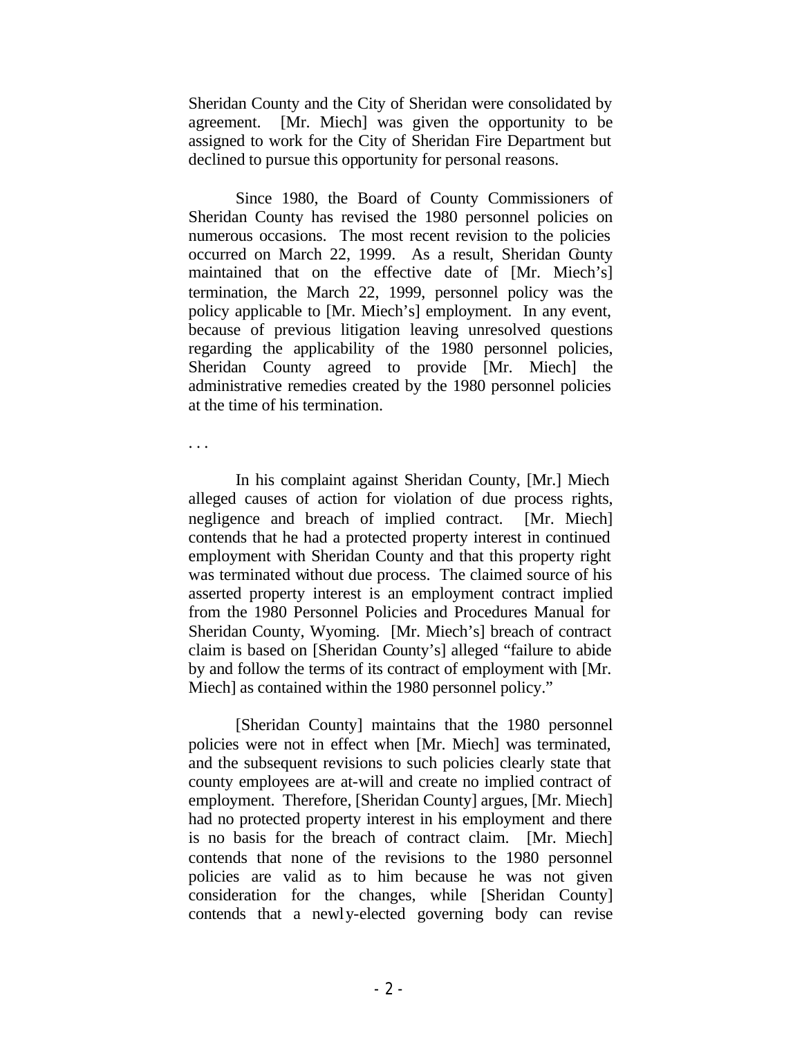Sheridan County and the City of Sheridan were consolidated by agreement. [Mr. Miech] was given the opportunity to be assigned to work for the City of Sheridan Fire Department but declined to pursue this opportunity for personal reasons.

Since 1980, the Board of County Commissioners of Sheridan County has revised the 1980 personnel policies on numerous occasions. The most recent revision to the policies occurred on March 22, 1999. As a result, Sheridan County maintained that on the effective date of [Mr. Miech's] termination, the March 22, 1999, personnel policy was the policy applicable to [Mr. Miech's] employment. In any event, because of previous litigation leaving unresolved questions regarding the applicability of the 1980 personnel policies, Sheridan County agreed to provide [Mr. Miech] the administrative remedies created by the 1980 personnel policies at the time of his termination.

. . .

In his complaint against Sheridan County, [Mr.] Miech alleged causes of action for violation of due process rights, negligence and breach of implied contract. [Mr. Miech] contends that he had a protected property interest in continued employment with Sheridan County and that this property right was terminated without due process. The claimed source of his asserted property interest is an employment contract implied from the 1980 Personnel Policies and Procedures Manual for Sheridan County, Wyoming. [Mr. Miech's] breach of contract claim is based on [Sheridan County's] alleged "failure to abide by and follow the terms of its contract of employment with [Mr. Miech] as contained within the 1980 personnel policy."

[Sheridan County] maintains that the 1980 personnel policies were not in effect when [Mr. Miech] was terminated, and the subsequent revisions to such policies clearly state that county employees are at-will and create no implied contract of employment. Therefore, [Sheridan County] argues, [Mr. Miech] had no protected property interest in his employment and there is no basis for the breach of contract claim. [Mr. Miech] contends that none of the revisions to the 1980 personnel policies are valid as to him because he was not given consideration for the changes, while [Sheridan County] contends that a newly-elected governing body can revise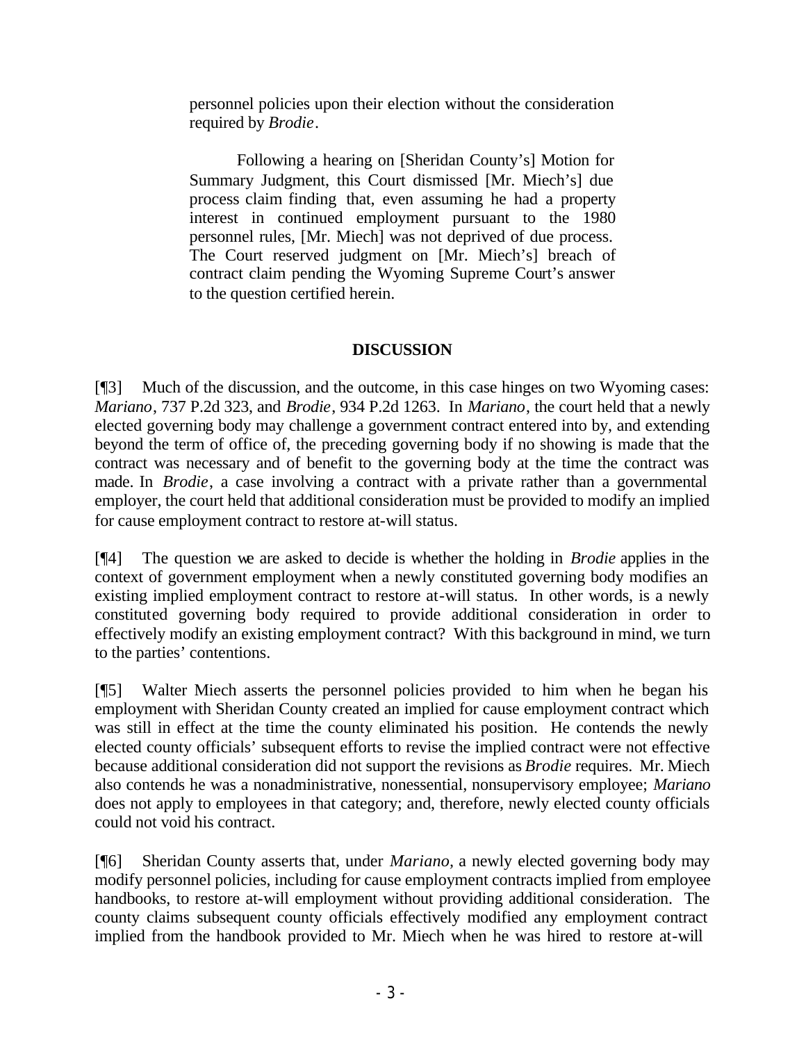personnel policies upon their election without the consideration required by *Brodie*.

> Following a hearing on [Sheridan County's] Motion for Summary Judgment, this Court dismissed [Mr. Miech's] due process claim finding that, even assuming he had a property interest in continued employment pursuant to the 1980 personnel rules, [Mr. Miech] was not deprived of due process. The Court reserved judgment on [Mr. Miech's] breach of contract claim pending the Wyoming Supreme Court's answer to the question certified herein.

## DISCUSSION

[¶3] Much of the discussion, and the outcome, in this case hinges on two Wyoming cases: *Mariano*, 737 P.2d 323, and *Brodie*, 934 P.2d 1263. In *Mariano*, the court held that a newly elected governing body may challenge a government contract entered into by, and extending beyond the term of office of, the preceding governing body if no showing is made that the contract was necessary and of benefit to the governing body at the time the contract was made. In *Brodie*, a case involving a contract with a private rather than a governmental employer, the court held that additional consideration must be provided to modify an implied for cause employment contract to restore at-will status.

[¶4] The question we are asked to decide is whether the holding in *Brodie* applies in the context of government employment when a newly constituted governing body modifies an existing implied employment contract to restore at-will status. In other words, is a newly constituted governing body required to provide additional consideration in order to effectively modify an existing employment contract? With this background in mind, we turn to the parties' contentions.

[¶5] Walter Miech asserts the personnel policies provided to him when he began his employment with Sheridan County created an implied for cause employment contract which was still in effect at the time the county eliminated his position. He contends the newly elected county officials' subsequent efforts to revise the implied contract were not effective because additional consideration did not support the revisions as *Brodie* requires. Mr. Miech also contends he was a nonadministrative, nonessential, nonsupervisory employee; *Mariano* does not apply to employees in that category; and, therefore, newly elected county officials could not void his contract.

[¶6] Sheridan County asserts that, under *Mariano*, a newly elected governing body may modify personnel policies, including for cause employment contracts implied from employee handbooks, to restore at-will employment without providing additional consideration. The county claims subsequent county officials effectively modified any employment contract implied from the handbook provided to Mr. Miech when he was hired to restore at-will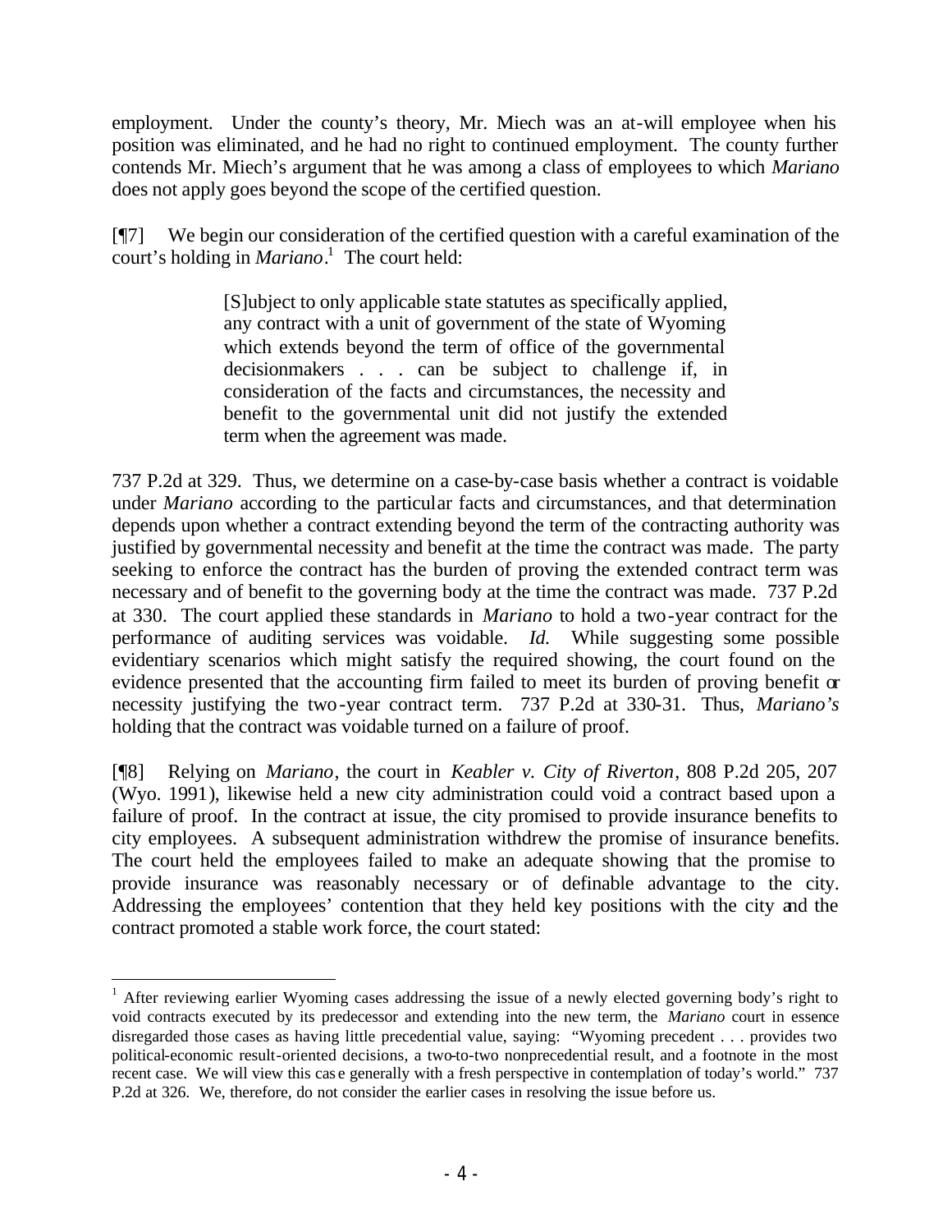employment. Under the county's theory, Mr. Miech was an at-will employee when his position was eliminated, and he had no right to continued employment. The county further contends Mr. Miech's argument that he was among a class of employees to which *Mariano* does not apply goes beyond the scope of the certified question.

[¶7] We begin our consideration of the certified question with a careful examination of the court's holding in *Mariano*.[1] The court held:

> [S]ubject to only applicable state statutes as specifically applied, any contract with a unit of government of the state of Wyoming which extends beyond the term of office of the governmental decisionmakers . . . can be subject to challenge if, in consideration of the facts and circumstances, the necessity and benefit to the governmental unit did not justify the extended term when the agreement was made.

737 P.2d at 329. Thus, we determine on a case-by-case basis whether a contract is voidable under *Mariano* according to the particular facts and circumstances, and that determination depends upon whether a contract extending beyond the term of the contracting authority was justified by governmental necessity and benefit at the time the contract was made. The party seeking to enforce the contract has the burden of proving the extended contract term was necessary and of benefit to the governing body at the time the contract was made. 737 P.2d at 330. The court applied these standards in *Mariano* to hold a two-year contract for the performance of auditing services was voidable. *Id.* While suggesting some possible evidentiary scenarios which might satisfy the required showing, the court found on the evidence presented that the accounting firm failed to meet its burden of proving benefit or necessity justifying the two-year contract term. 737 P.2d at 330-31. Thus, *Mariano's* holding that the contract was voidable turned on a failure of proof.

[¶8] Relying on *Mariano*, the court in *Keabler v. City of Riverton*, 808 P.2d 205, 207 (Wyo. 1991), likewise held a new city administration could void a contract based upon a failure of proof. In the contract at issue, the city promised to provide insurance benefits to city employees. A subsequent administration withdrew the promise of insurance benefits. The court held the employees failed to make an adequate showing that the promise to provide insurance was reasonably necessary or of definable advantage to the city. Addressing the employees' contention that they held key positions with the city and the contract promoted a stable work force, the court stated:

[1] After reviewing earlier Wyoming cases addressing the issue of a newly elected governing body's right to void contracts executed by its predecessor and extending into the new term, the *Mariano* court in essence disregarded those cases as having little precedential value, saying: "Wyoming precedent . . . provides two political-economic result-oriented decisions, a two-to-two nonprecedential result, and a footnote in the most recent case. We will view this case generally with a fresh perspective in contemplation of today's world." 737 P.2d at 326. We, therefore, do not consider the earlier cases in resolving the issue before us.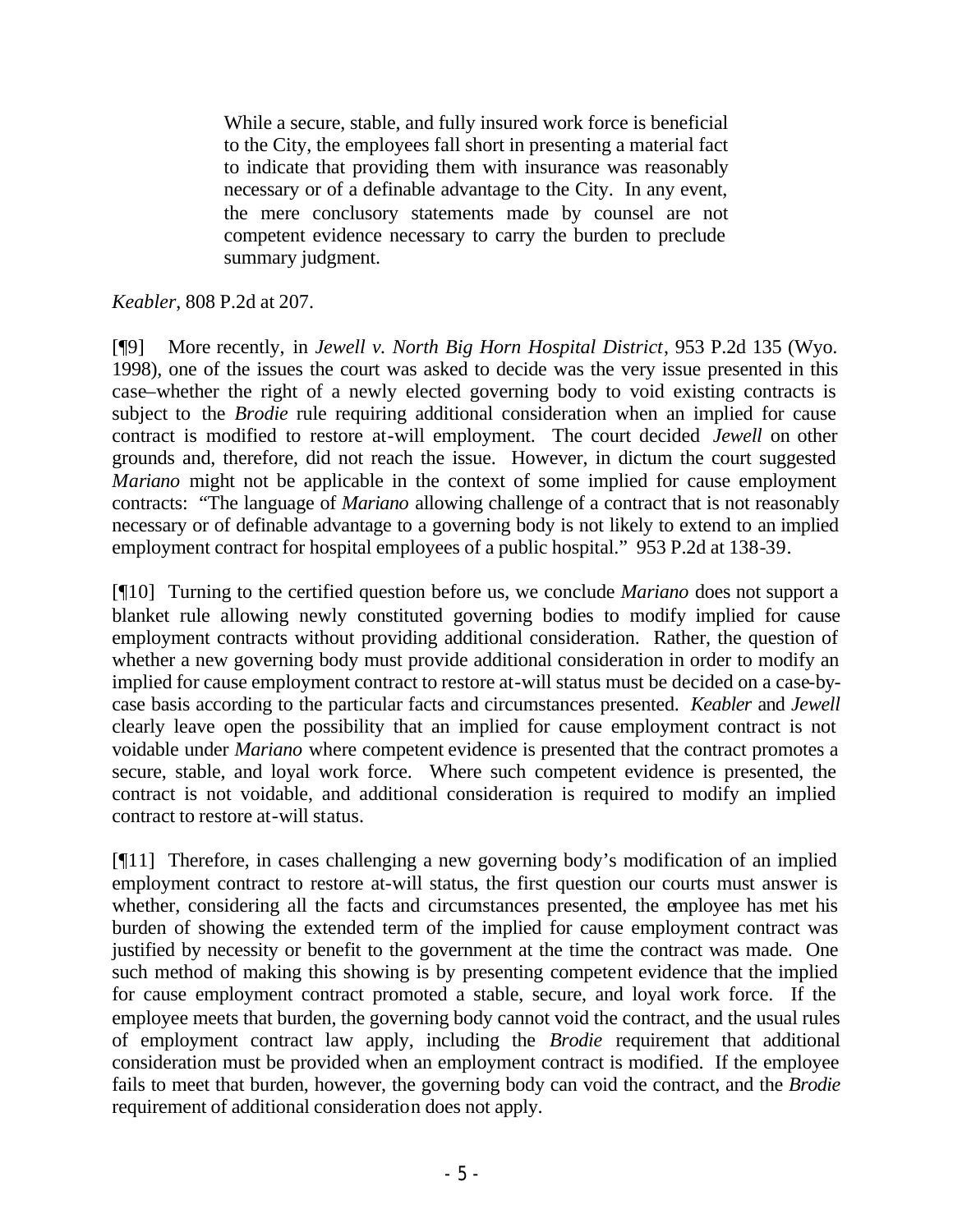> While a secure, stable, and fully insured work force is beneficial to the City, the employees fall short in presenting a material fact to indicate that providing them with insurance was reasonably necessary or of a definable advantage to the City. In any event, the mere conclusory statements made by counsel are not competent evidence necessary to carry the burden to preclude summary judgment.

*Keabler*, 808 P.2d at 207.

[¶9] More recently, in *Jewell v. North Big Horn Hospital District*, 953 P.2d 135 (Wyo. 1998), one of the issues the court was asked to decide was the very issue presented in this case–whether the right of a newly elected governing body to void existing contracts is subject to the *Brodie* rule requiring additional consideration when an implied for cause contract is modified to restore at-will employment. The court decided *Jewell* on other grounds and, therefore, did not reach the issue. However, in dictum the court suggested *Mariano* might not be applicable in the context of some implied for cause employment contracts: "The language of *Mariano* allowing challenge of a contract that is not reasonably necessary or of definable advantage to a governing body is not likely to extend to an implied employment contract for hospital employees of a public hospital." 953 P.2d at 138-39.

[¶10] Turning to the certified question before us, we conclude *Mariano* does not support a blanket rule allowing newly constituted governing bodies to modify implied for cause employment contracts without providing additional consideration. Rather, the question of whether a new governing body must provide additional consideration in order to modify an implied for cause employment contract to restore at-will status must be decided on a case-by-case basis according to the particular facts and circumstances presented. *Keabler* and *Jewell* clearly leave open the possibility that an implied for cause employment contract is not voidable under *Mariano* where competent evidence is presented that the contract promotes a secure, stable, and loyal work force. Where such competent evidence is presented, the contract is not voidable, and additional consideration is required to modify an implied contract to restore at-will status.

[¶11] Therefore, in cases challenging a new governing body's modification of an implied employment contract to restore at-will status, the first question our courts must answer is whether, considering all the facts and circumstances presented, the employee has met his burden of showing the extended term of the implied for cause employment contract was justified by necessity or benefit to the government at the time the contract was made. One such method of making this showing is by presenting competent evidence that the implied for cause employment contract promoted a stable, secure, and loyal work force. If the employee meets that burden, the governing body cannot void the contract, and the usual rules of employment contract law apply, including the *Brodie* requirement that additional consideration must be provided when an employment contract is modified. If the employee fails to meet that burden, however, the governing body can void the contract, and the *Brodie* requirement of additional consideration does not apply.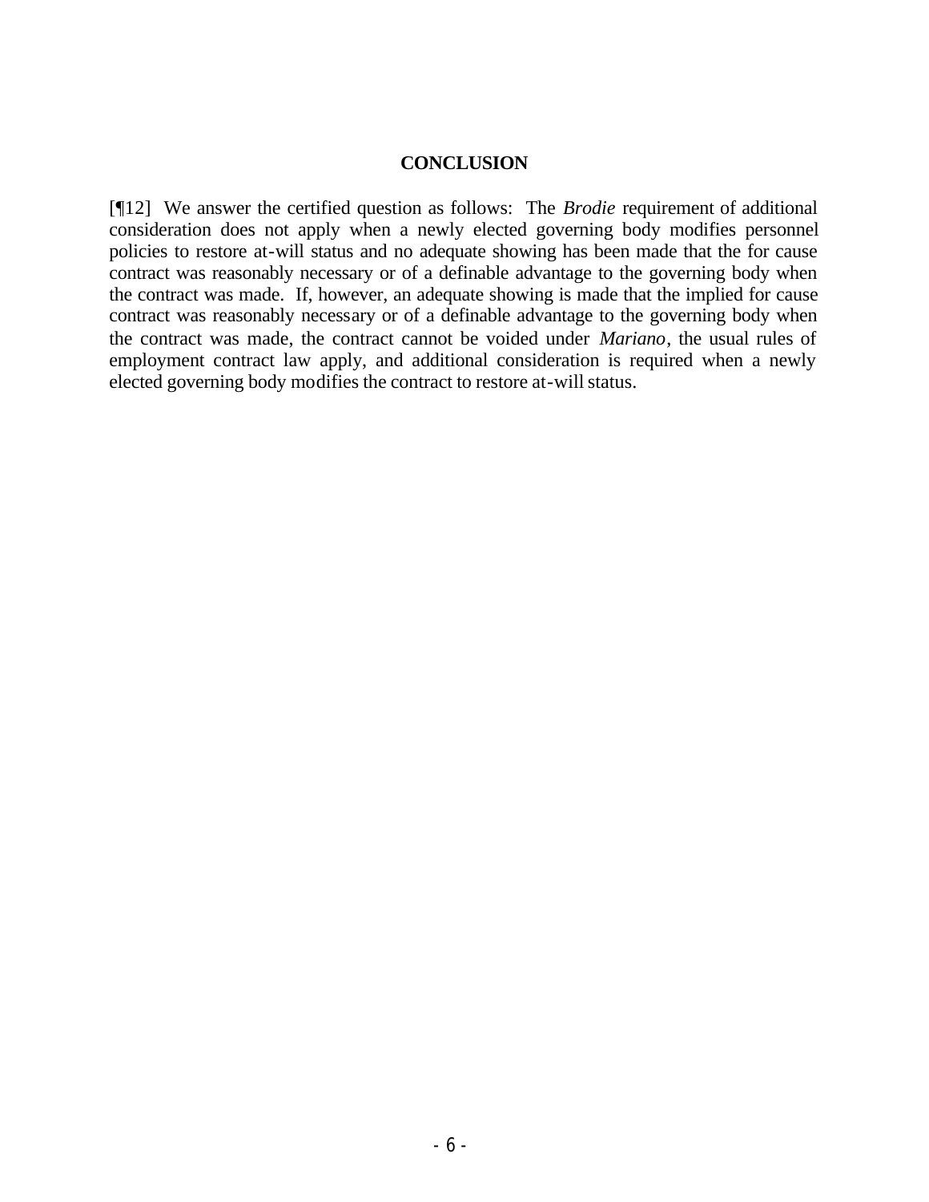## CONCLUSION

[¶12] We answer the certified question as follows: The *Brodie* requirement of additional consideration does not apply when a newly elected governing body modifies personnel policies to restore at-will status and no adequate showing has been made that the for cause contract was reasonably necessary or of a definable advantage to the governing body when the contract was made. If, however, an adequate showing is made that the implied for cause contract was reasonably necessary or of a definable advantage to the governing body when the contract was made, the contract cannot be voided under *Mariano*, the usual rules of employment contract law apply, and additional consideration is required when a newly elected governing body modifies the contract to restore at-will status.